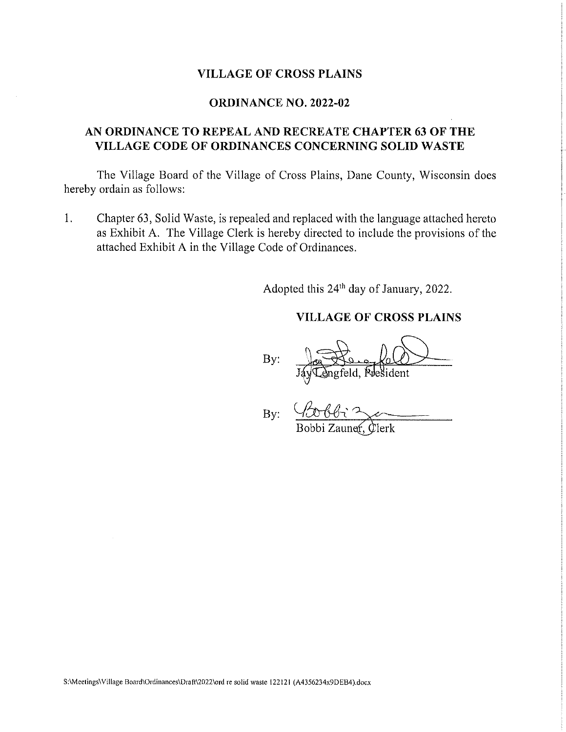# VILLAGE OF CROSS PLAINS

## ORDINANCE NO. 2022-02

## AN ORDINANCE TO REPEAL AND RECREATE CHAPTER 63 OF THE VILLAGE CODE OF ORDINANCES CONCERNING SOLID WASTE

The Village Board of the Village of Cross Plains, Dane County, Wisconsin does hereby ordain as follows:

1. Chapter 63, Solid Waste, is repealed and replaced with the language attached hereto as Exhibit A. The Village Clerk is hereby directed to include the provisions of the attached Exhibit A in the Village Code of Ordinances.

Adopted this 24th day of January, 2022.

**VILLAGE OF CROSS PLAINS**

By: \_\_\_\_\_\_\_\_\_\_\_\_\_\_\_\_\_\_\_\_\_\_\_\_
Jay Lengfeld, President

By: \_\_\_\_\_\_\_\_\_\_\_\_\_\_\_\_\_\_\_\_\_\_\_\_
Bobbi Zauner, Clerk

S:\Meetings\Village Board\Ordinances\Draft\2022\ord re solid waste 122121 (A4356234x9DEB4).docx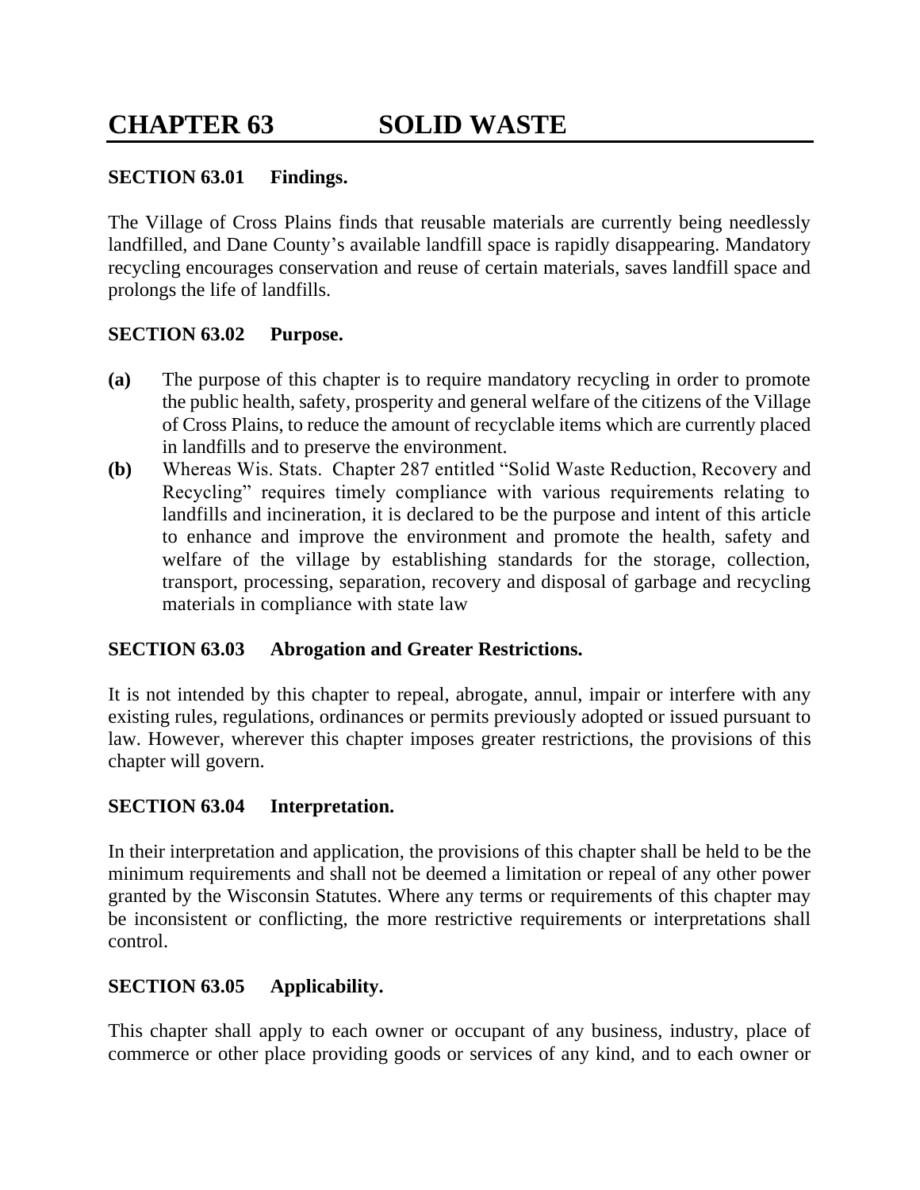# CHAPTER 63 SOLID WASTE

### SECTION 63.01 Findings.

The Village of Cross Plains finds that reusable materials are currently being needlessly landfilled, and Dane County's available landfill space is rapidly disappearing. Mandatory recycling encourages conservation and reuse of certain materials, saves landfill space and prolongs the life of landfills.

### SECTION 63.02 Purpose.

**(a)** The purpose of this chapter is to require mandatory recycling in order to promote the public health, safety, prosperity and general welfare of the citizens of the Village of Cross Plains, to reduce the amount of recyclable items which are currently placed in landfills and to preserve the environment.

**(b)** Whereas Wis. Stats. Chapter 287 entitled "Solid Waste Reduction, Recovery and Recycling" requires timely compliance with various requirements relating to landfills and incineration, it is declared to be the purpose and intent of this article to enhance and improve the environment and promote the health, safety and welfare of the village by establishing standards for the storage, collection, transport, processing, separation, recovery and disposal of garbage and recycling materials in compliance with state law

### SECTION 63.03 Abrogation and Greater Restrictions.

It is not intended by this chapter to repeal, abrogate, annul, impair or interfere with any existing rules, regulations, ordinances or permits previously adopted or issued pursuant to law. However, wherever this chapter imposes greater restrictions, the provisions of this chapter will govern.

### SECTION 63.04 Interpretation.

In their interpretation and application, the provisions of this chapter shall be held to be the minimum requirements and shall not be deemed a limitation or repeal of any other power granted by the Wisconsin Statutes. Where any terms or requirements of this chapter may be inconsistent or conflicting, the more restrictive requirements or interpretations shall control.

### SECTION 63.05 Applicability.

This chapter shall apply to each owner or occupant of any business, industry, place of commerce or other place providing goods or services of any kind, and to each owner or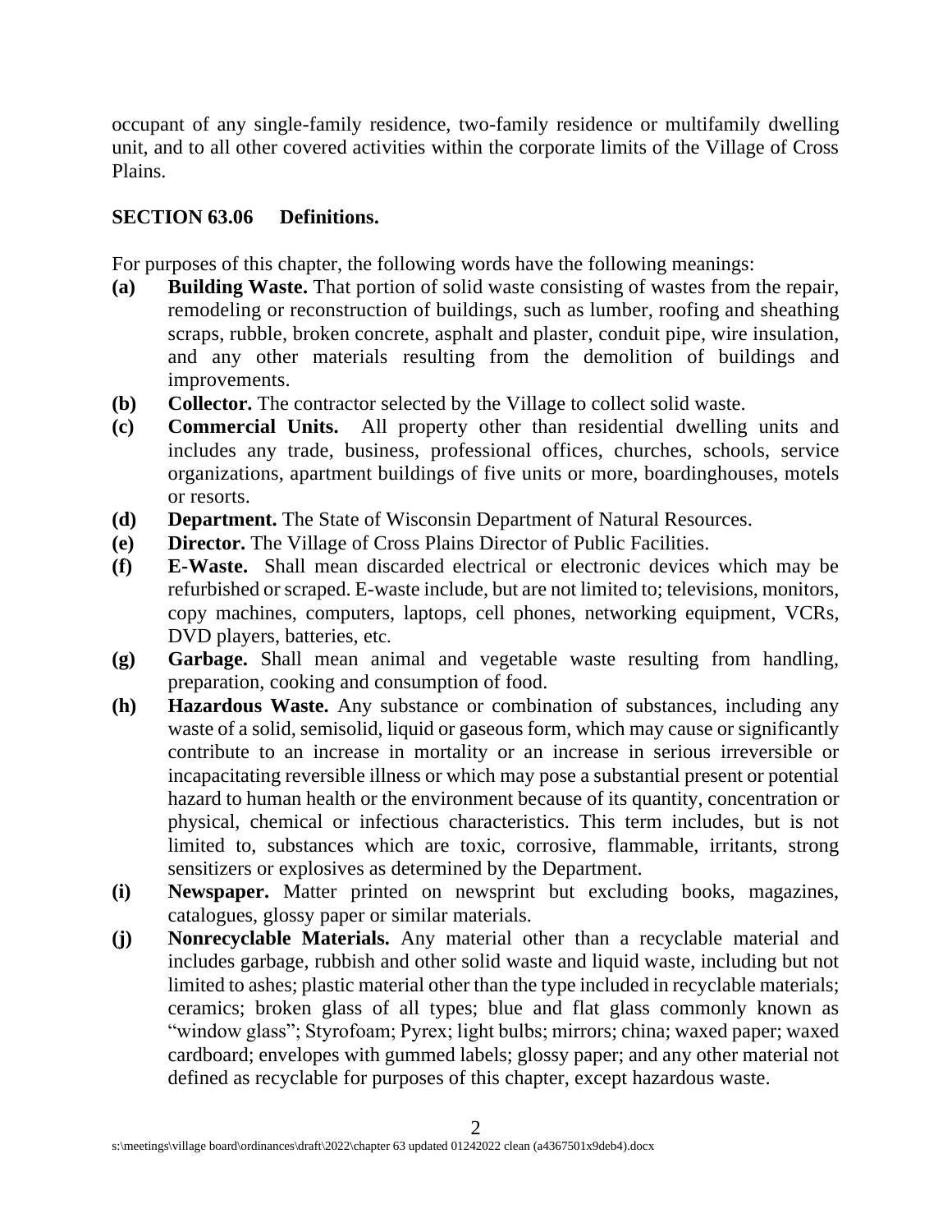occupant of any single-family residence, two-family residence or multifamily dwelling unit, and to all other covered activities within the corporate limits of the Village of Cross Plains.

**SECTION 63.06 Definitions.**

For purposes of this chapter, the following words have the following meanings:

**(a)** **Building Waste.** That portion of solid waste consisting of wastes from the repair, remodeling or reconstruction of buildings, such as lumber, roofing and sheathing scraps, rubble, broken concrete, asphalt and plaster, conduit pipe, wire insulation, and any other materials resulting from the demolition of buildings and improvements.

**(b)** **Collector.** The contractor selected by the Village to collect solid waste.

**(c)** **Commercial Units.** All property other than residential dwelling units and includes any trade, business, professional offices, churches, schools, service organizations, apartment buildings of five units or more, boardinghouses, motels or resorts.

**(d)** **Department.** The State of Wisconsin Department of Natural Resources.

**(e)** **Director.** The Village of Cross Plains Director of Public Facilities.

**(f)** **E-Waste.** Shall mean discarded electrical or electronic devices which may be refurbished or scraped. E-waste include, but are not limited to; televisions, monitors, copy machines, computers, laptops, cell phones, networking equipment, VCRs, DVD players, batteries, etc.

**(g)** **Garbage.** Shall mean animal and vegetable waste resulting from handling, preparation, cooking and consumption of food.

**(h)** **Hazardous Waste.** Any substance or combination of substances, including any waste of a solid, semisolid, liquid or gaseous form, which may cause or significantly contribute to an increase in mortality or an increase in serious irreversible or incapacitating reversible illness or which may pose a substantial present or potential hazard to human health or the environment because of its quantity, concentration or physical, chemical or infectious characteristics. This term includes, but is not limited to, substances which are toxic, corrosive, flammable, irritants, strong sensitizers or explosives as determined by the Department.

**(i)** **Newspaper.** Matter printed on newsprint but excluding books, magazines, catalogues, glossy paper or similar materials.

**(j)** **Nonrecyclable Materials.** Any material other than a recyclable material and includes garbage, rubbish and other solid waste and liquid waste, including but not limited to ashes; plastic material other than the type included in recyclable materials; ceramics; broken glass of all types; blue and flat glass commonly known as "window glass"; Styrofoam; Pyrex; light bulbs; mirrors; china; waxed paper; waxed cardboard; envelopes with gummed labels; glossy paper; and any other material not defined as recyclable for purposes of this chapter, except hazardous waste.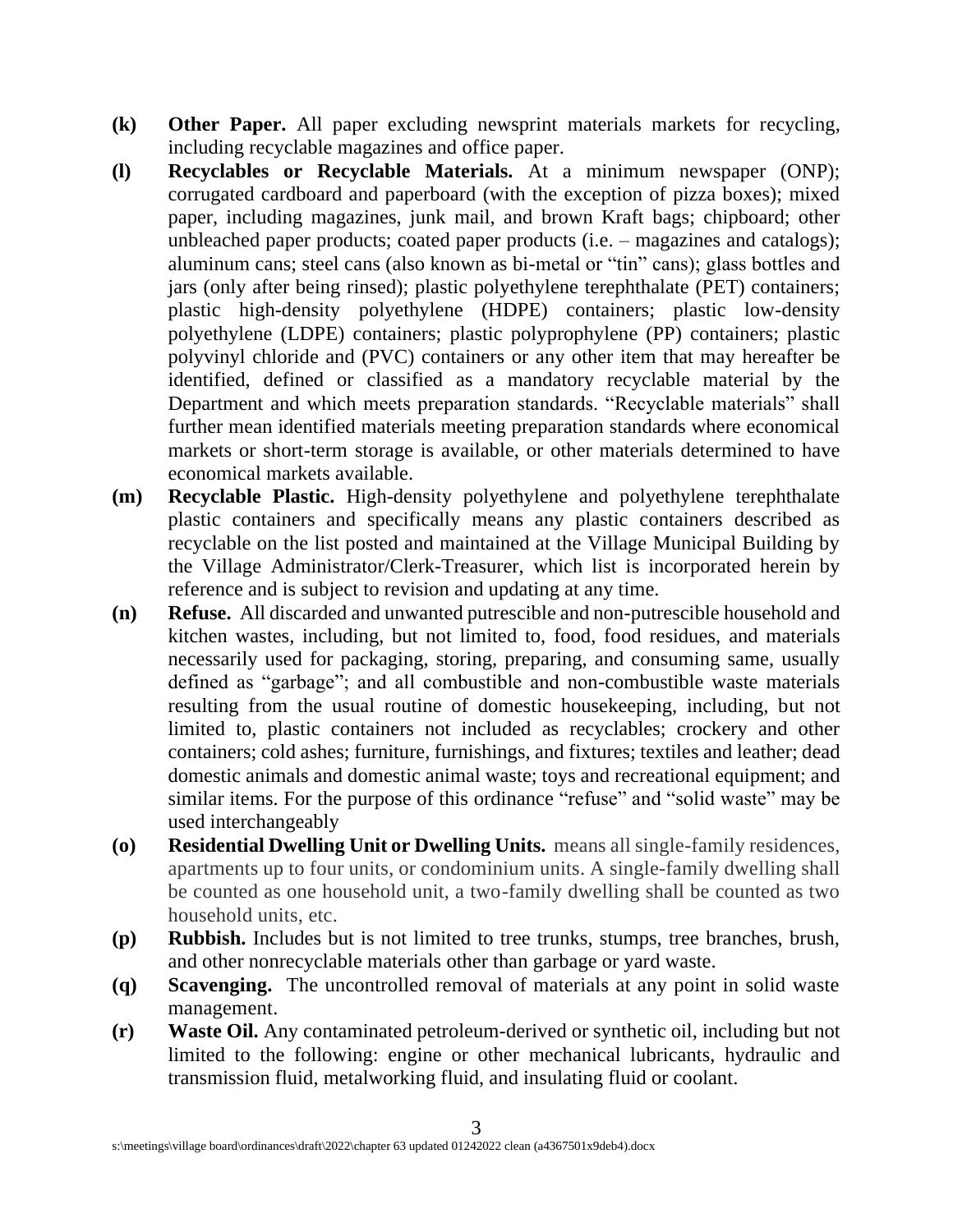**(k)** **Other Paper.** All paper excluding newsprint materials markets for recycling, including recyclable magazines and office paper.

**(l)** **Recyclables or Recyclable Materials.** At a minimum newspaper (ONP); corrugated cardboard and paperboard (with the exception of pizza boxes); mixed paper, including magazines, junk mail, and brown Kraft bags; chipboard; other unbleached paper products; coated paper products (i.e. – magazines and catalogs); aluminum cans; steel cans (also known as bi-metal or "tin" cans); glass bottles and jars (only after being rinsed); plastic polyethylene terephthalate (PET) containers; plastic high-density polyethylene (HDPE) containers; plastic low-density polyethylene (LDPE) containers; plastic polyprophylene (PP) containers; plastic polyvinyl chloride and (PVC) containers or any other item that may hereafter be identified, defined or classified as a mandatory recyclable material by the Department and which meets preparation standards. "Recyclable materials" shall further mean identified materials meeting preparation standards where economical markets or short-term storage is available, or other materials determined to have economical markets available.

**(m)** **Recyclable Plastic.** High-density polyethylene and polyethylene terephthalate plastic containers and specifically means any plastic containers described as recyclable on the list posted and maintained at the Village Municipal Building by the Village Administrator/Clerk-Treasurer, which list is incorporated herein by reference and is subject to revision and updating at any time.

**(n)** **Refuse.** All discarded and unwanted putrescible and non-putrescible household and kitchen wastes, including, but not limited to, food, food residues, and materials necessarily used for packaging, storing, preparing, and consuming same, usually defined as "garbage"; and all combustible and non-combustible waste materials resulting from the usual routine of domestic housekeeping, including, but not limited to, plastic containers not included as recyclables; crockery and other containers; cold ashes; furniture, furnishings, and fixtures; textiles and leather; dead domestic animals and domestic animal waste; toys and recreational equipment; and similar items. For the purpose of this ordinance "refuse" and "solid waste" may be used interchangeably

**(o)** **Residential Dwelling Unit or Dwelling Units.** means all single-family residences, apartments up to four units, or condominium units. A single-family dwelling shall be counted as one household unit, a two-family dwelling shall be counted as two household units, etc.

**(p)** **Rubbish.** Includes but is not limited to tree trunks, stumps, tree branches, brush, and other nonrecyclable materials other than garbage or yard waste.

**(q)** **Scavenging.** The uncontrolled removal of materials at any point in solid waste management.

**(r)** **Waste Oil.** Any contaminated petroleum-derived or synthetic oil, including but not limited to the following: engine or other mechanical lubricants, hydraulic and transmission fluid, metalworking fluid, and insulating fluid or coolant.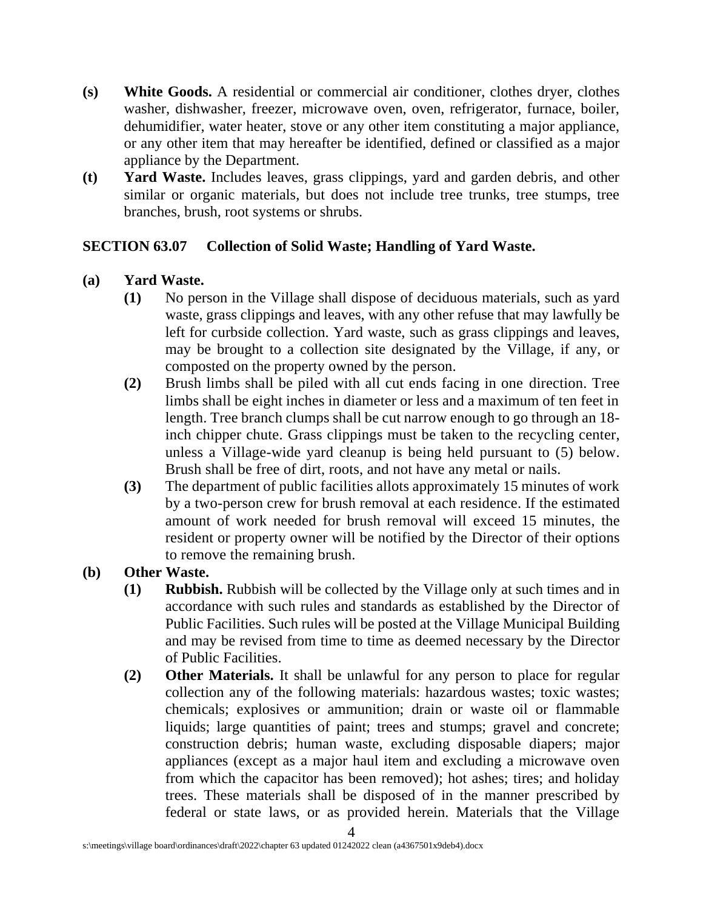**(s)** **White Goods.** A residential or commercial air conditioner, clothes dryer, clothes washer, dishwasher, freezer, microwave oven, oven, refrigerator, furnace, boiler, dehumidifier, water heater, stove or any other item constituting a major appliance, or any other item that may hereafter be identified, defined or classified as a major appliance by the Department.

**(t)** **Yard Waste.** Includes leaves, grass clippings, yard and garden debris, and other similar or organic materials, but does not include tree trunks, tree stumps, tree branches, brush, root systems or shrubs.

## SECTION 63.07 Collection of Solid Waste; Handling of Yard Waste.

**(a)** **Yard Waste.**

**(1)** No person in the Village shall dispose of deciduous materials, such as yard waste, grass clippings and leaves, with any other refuse that may lawfully be left for curbside collection. Yard waste, such as grass clippings and leaves, may be brought to a collection site designated by the Village, if any, or composted on the property owned by the person.

**(2)** Brush limbs shall be piled with all cut ends facing in one direction. Tree limbs shall be eight inches in diameter or less and a maximum of ten feet in length. Tree branch clumps shall be cut narrow enough to go through an 18-inch chipper chute. Grass clippings must be taken to the recycling center, unless a Village-wide yard cleanup is being held pursuant to (5) below. Brush shall be free of dirt, roots, and not have any metal or nails.

**(3)** The department of public facilities allots approximately 15 minutes of work by a two-person crew for brush removal at each residence. If the estimated amount of work needed for brush removal will exceed 15 minutes, the resident or property owner will be notified by the Director of their options to remove the remaining brush.

**(b)** **Other Waste.**

**(1)** **Rubbish.** Rubbish will be collected by the Village only at such times and in accordance with such rules and standards as established by the Director of Public Facilities. Such rules will be posted at the Village Municipal Building and may be revised from time to time as deemed necessary by the Director of Public Facilities.

**(2)** **Other Materials.** It shall be unlawful for any person to place for regular collection any of the following materials: hazardous wastes; toxic wastes; chemicals; explosives or ammunition; drain or waste oil or flammable liquids; large quantities of paint; trees and stumps; gravel and concrete; construction debris; human waste, excluding disposable diapers; major appliances (except as a major haul item and excluding a microwave oven from which the capacitor has been removed); hot ashes; tires; and holiday trees. These materials shall be disposed of in the manner prescribed by federal or state laws, or as provided herein. Materials that the Village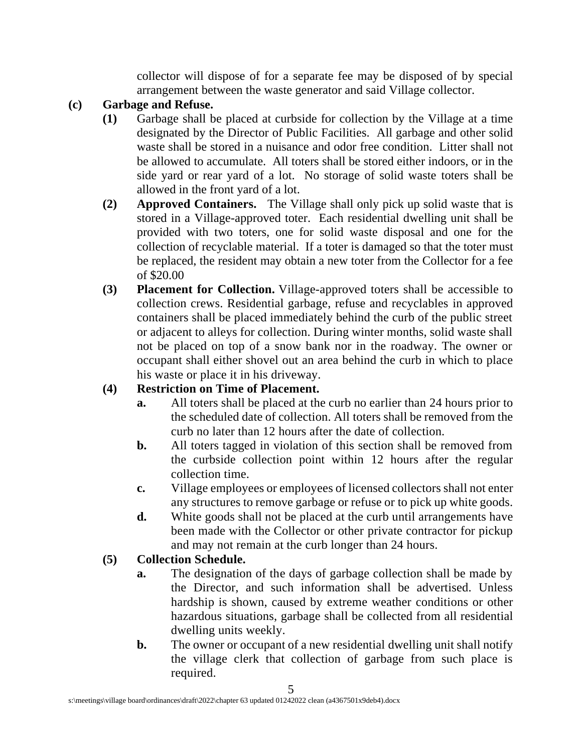collector will dispose of for a separate fee may be disposed of by special arrangement between the waste generator and said Village collector.

**(c) Garbage and Refuse.**

**(1)** Garbage shall be placed at curbside for collection by the Village at a time designated by the Director of Public Facilities. All garbage and other solid waste shall be stored in a nuisance and odor free condition. Litter shall not be allowed to accumulate. All toters shall be stored either indoors, or in the side yard or rear yard of a lot. No storage of solid waste toters shall be allowed in the front yard of a lot.

**(2) Approved Containers.** The Village shall only pick up solid waste that is stored in a Village-approved toter. Each residential dwelling unit shall be provided with two toters, one for solid waste disposal and one for the collection of recyclable material. If a toter is damaged so that the toter must be replaced, the resident may obtain a new toter from the Collector for a fee of $20.00

**(3) Placement for Collection.** Village-approved toters shall be accessible to collection crews. Residential garbage, refuse and recyclables in approved containers shall be placed immediately behind the curb of the public street or adjacent to alleys for collection. During winter months, solid waste shall not be placed on top of a snow bank nor in the roadway. The owner or occupant shall either shovel out an area behind the curb in which to place his waste or place it in his driveway.

**(4) Restriction on Time of Placement.**

**a.** All toters shall be placed at the curb no earlier than 24 hours prior to the scheduled date of collection. All toters shall be removed from the curb no later than 12 hours after the date of collection.

**b.** All toters tagged in violation of this section shall be removed from the curbside collection point within 12 hours after the regular collection time.

**c.** Village employees or employees of licensed collectors shall not enter any structures to remove garbage or refuse or to pick up white goods.

**d.** White goods shall not be placed at the curb until arrangements have been made with the Collector or other private contractor for pickup and may not remain at the curb longer than 24 hours.

**(5) Collection Schedule.**

**a.** The designation of the days of garbage collection shall be made by the Director, and such information shall be advertised. Unless hardship is shown, caused by extreme weather conditions or other hazardous situations, garbage shall be collected from all residential dwelling units weekly.

**b.** The owner or occupant of a new residential dwelling unit shall notify the village clerk that collection of garbage from such place is required.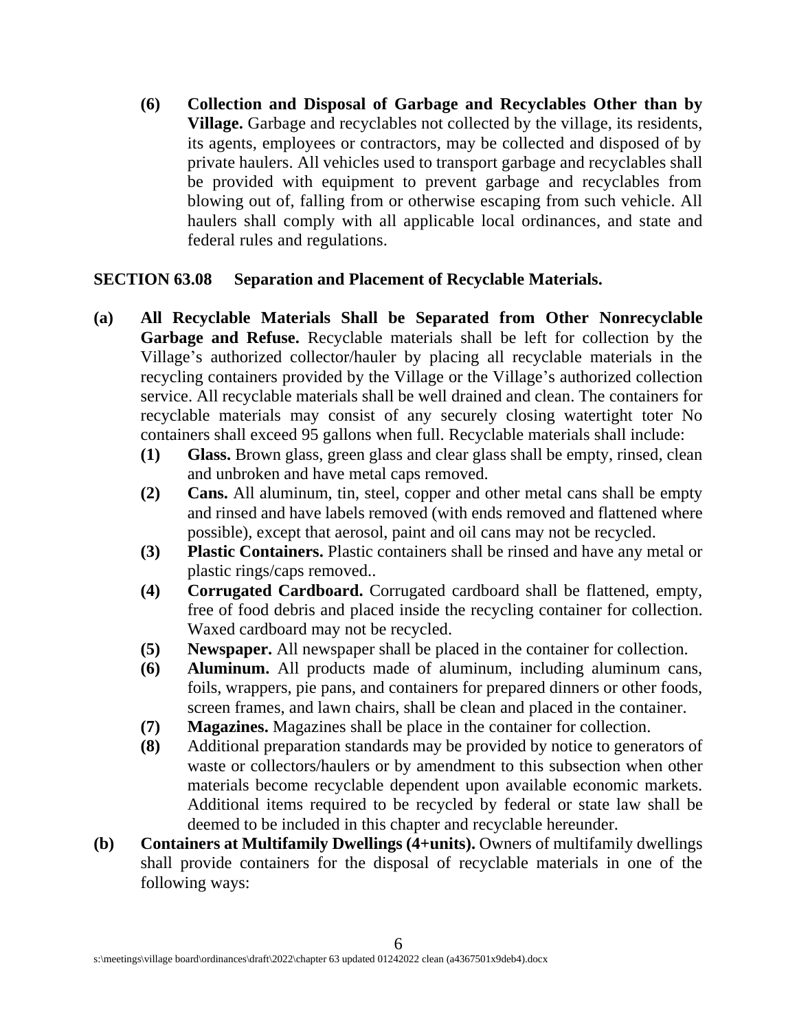**(6) Collection and Disposal of Garbage and Recyclables Other than by Village.** Garbage and recyclables not collected by the village, its residents, its agents, employees or contractors, may be collected and disposed of by private haulers. All vehicles used to transport garbage and recyclables shall be provided with equipment to prevent garbage and recyclables from blowing out of, falling from or otherwise escaping from such vehicle. All haulers shall comply with all applicable local ordinances, and state and federal rules and regulations.

## SECTION 63.08 Separation and Placement of Recyclable Materials.

**(a) All Recyclable Materials Shall be Separated from Other Nonrecyclable Garbage and Refuse.** Recyclable materials shall be left for collection by the Village's authorized collector/hauler by placing all recyclable materials in the recycling containers provided by the Village or the Village's authorized collection service. All recyclable materials shall be well drained and clean. The containers for recyclable materials may consist of any securely closing watertight toter No containers shall exceed 95 gallons when full. Recyclable materials shall include:

- **(1) Glass.** Brown glass, green glass and clear glass shall be empty, rinsed, clean and unbroken and have metal caps removed.
- **(2) Cans.** All aluminum, tin, steel, copper and other metal cans shall be empty and rinsed and have labels removed (with ends removed and flattened where possible), except that aerosol, paint and oil cans may not be recycled.
- **(3) Plastic Containers.** Plastic containers shall be rinsed and have any metal or plastic rings/caps removed..
- **(4) Corrugated Cardboard.** Corrugated cardboard shall be flattened, empty, free of food debris and placed inside the recycling container for collection. Waxed cardboard may not be recycled.
- **(5) Newspaper.** All newspaper shall be placed in the container for collection.
- **(6) Aluminum.** All products made of aluminum, including aluminum cans, foils, wrappers, pie pans, and containers for prepared dinners or other foods, screen frames, and lawn chairs, shall be clean and placed in the container.
- **(7) Magazines.** Magazines shall be place in the container for collection.
- **(8)** Additional preparation standards may be provided by notice to generators of waste or collectors/haulers or by amendment to this subsection when other materials become recyclable dependent upon available economic markets. Additional items required to be recycled by federal or state law shall be deemed to be included in this chapter and recyclable hereunder.

**(b) Containers at Multifamily Dwellings (4+units).** Owners of multifamily dwellings shall provide containers for the disposal of recyclable materials in one of the following ways: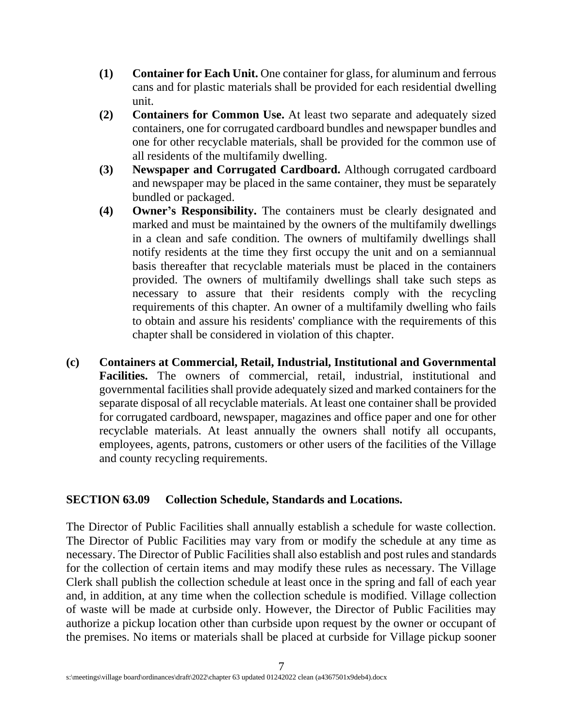**(1) Container for Each Unit.** One container for glass, for aluminum and ferrous cans and for plastic materials shall be provided for each residential dwelling unit.

**(2) Containers for Common Use.** At least two separate and adequately sized containers, one for corrugated cardboard bundles and newspaper bundles and one for other recyclable materials, shall be provided for the common use of all residents of the multifamily dwelling.

**(3) Newspaper and Corrugated Cardboard.** Although corrugated cardboard and newspaper may be placed in the same container, they must be separately bundled or packaged.

**(4) Owner's Responsibility.** The containers must be clearly designated and marked and must be maintained by the owners of the multifamily dwellings in a clean and safe condition. The owners of multifamily dwellings shall notify residents at the time they first occupy the unit and on a semiannual basis thereafter that recyclable materials must be placed in the containers provided. The owners of multifamily dwellings shall take such steps as necessary to assure that their residents comply with the recycling requirements of this chapter. An owner of a multifamily dwelling who fails to obtain and assure his residents' compliance with the requirements of this chapter shall be considered in violation of this chapter.

**(c) Containers at Commercial, Retail, Industrial, Institutional and Governmental Facilities.** The owners of commercial, retail, industrial, institutional and governmental facilities shall provide adequately sized and marked containers for the separate disposal of all recyclable materials. At least one container shall be provided for corrugated cardboard, newspaper, magazines and office paper and one for other recyclable materials. At least annually the owners shall notify all occupants, employees, agents, patrons, customers or other users of the facilities of the Village and county recycling requirements.

## SECTION 63.09 Collection Schedule, Standards and Locations.

The Director of Public Facilities shall annually establish a schedule for waste collection. The Director of Public Facilities may vary from or modify the schedule at any time as necessary. The Director of Public Facilities shall also establish and post rules and standards for the collection of certain items and may modify these rules as necessary. The Village Clerk shall publish the collection schedule at least once in the spring and fall of each year and, in addition, at any time when the collection schedule is modified. Village collection of waste will be made at curbside only. However, the Director of Public Facilities may authorize a pickup location other than curbside upon request by the owner or occupant of the premises. No items or materials shall be placed at curbside for Village pickup sooner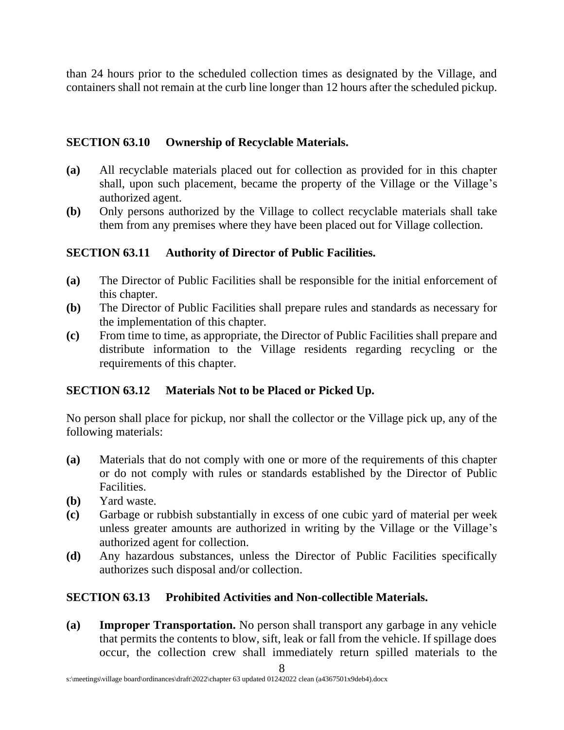than 24 hours prior to the scheduled collection times as designated by the Village, and containers shall not remain at the curb line longer than 12 hours after the scheduled pickup.

### SECTION 63.10 Ownership of Recyclable Materials.

**(a)** All recyclable materials placed out for collection as provided for in this chapter shall, upon such placement, became the property of the Village or the Village's authorized agent.

**(b)** Only persons authorized by the Village to collect recyclable materials shall take them from any premises where they have been placed out for Village collection.

### SECTION 63.11 Authority of Director of Public Facilities.

**(a)** The Director of Public Facilities shall be responsible for the initial enforcement of this chapter.

**(b)** The Director of Public Facilities shall prepare rules and standards as necessary for the implementation of this chapter.

**(c)** From time to time, as appropriate, the Director of Public Facilities shall prepare and distribute information to the Village residents regarding recycling or the requirements of this chapter.

### SECTION 63.12 Materials Not to be Placed or Picked Up.

No person shall place for pickup, nor shall the collector or the Village pick up, any of the following materials:

**(a)** Materials that do not comply with one or more of the requirements of this chapter or do not comply with rules or standards established by the Director of Public Facilities.

**(b)** Yard waste.

**(c)** Garbage or rubbish substantially in excess of one cubic yard of material per week unless greater amounts are authorized in writing by the Village or the Village's authorized agent for collection.

**(d)** Any hazardous substances, unless the Director of Public Facilities specifically authorizes such disposal and/or collection.

### SECTION 63.13 Prohibited Activities and Non-collectible Materials.

**(a)** **Improper Transportation.** No person shall transport any garbage in any vehicle that permits the contents to blow, sift, leak or fall from the vehicle. If spillage does occur, the collection crew shall immediately return spilled materials to the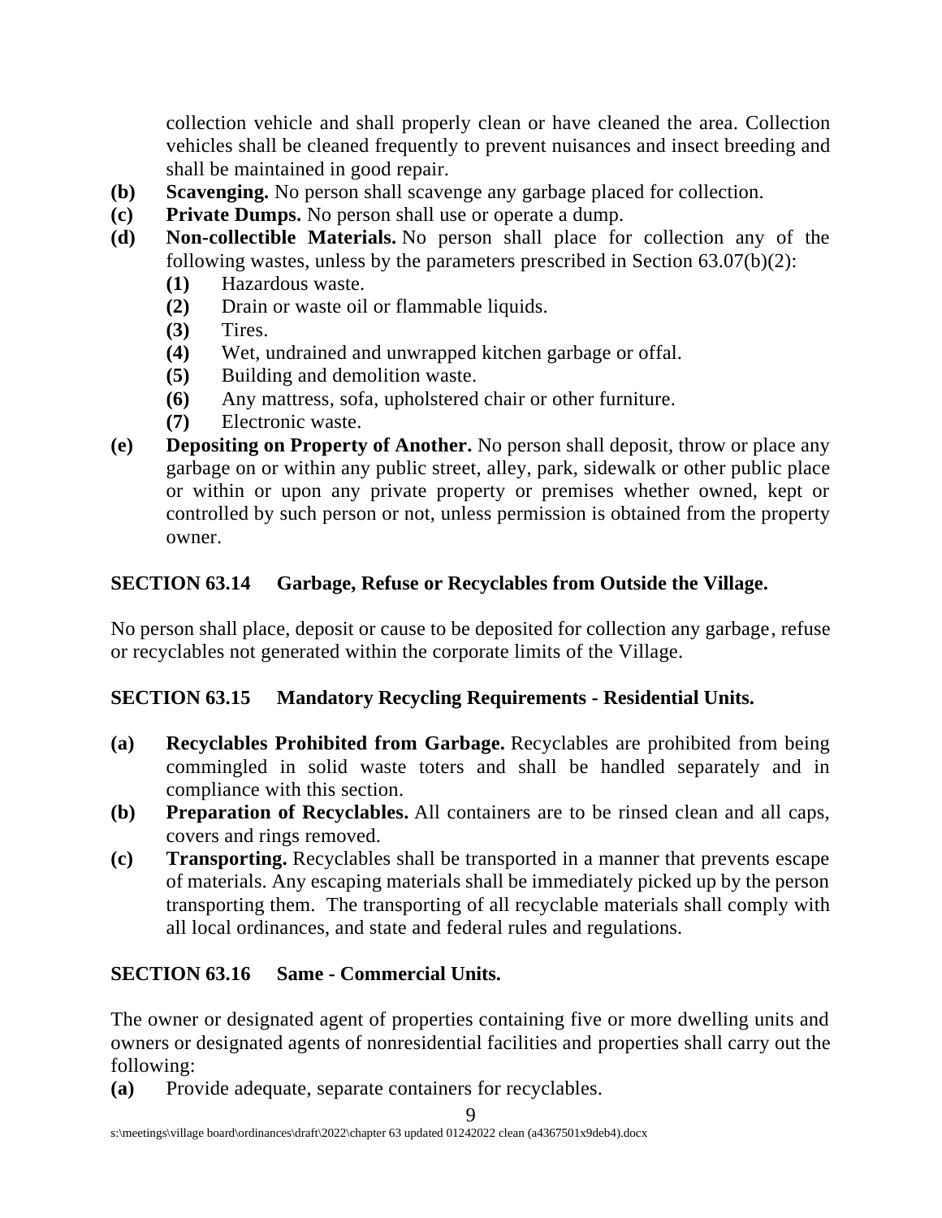collection vehicle and shall properly clean or have cleaned the area. Collection vehicles shall be cleaned frequently to prevent nuisances and insect breeding and shall be maintained in good repair.

**(b)** **Scavenging.** No person shall scavenge any garbage placed for collection.

**(c)** **Private Dumps.** No person shall use or operate a dump.

**(d)** **Non-collectible Materials.** No person shall place for collection any of the following wastes, unless by the parameters prescribed in Section 63.07(b)(2):

- **(1)** Hazardous waste.
- **(2)** Drain or waste oil or flammable liquids.
- **(3)** Tires.
- **(4)** Wet, undrained and unwrapped kitchen garbage or offal.
- **(5)** Building and demolition waste.
- **(6)** Any mattress, sofa, upholstered chair or other furniture.
- **(7)** Electronic waste.

**(e)** **Depositing on Property of Another.** No person shall deposit, throw or place any garbage on or within any public street, alley, park, sidewalk or other public place or within or upon any private property or premises whether owned, kept or controlled by such person or not, unless permission is obtained from the property owner.

## SECTION 63.14 Garbage, Refuse or Recyclables from Outside the Village.

No person shall place, deposit or cause to be deposited for collection any garbage, refuse or recyclables not generated within the corporate limits of the Village.

## SECTION 63.15 Mandatory Recycling Requirements - Residential Units.

**(a)** **Recyclables Prohibited from Garbage.** Recyclables are prohibited from being commingled in solid waste toters and shall be handled separately and in compliance with this section.

**(b)** **Preparation of Recyclables.** All containers are to be rinsed clean and all caps, covers and rings removed.

**(c)** **Transporting.** Recyclables shall be transported in a manner that prevents escape of materials. Any escaping materials shall be immediately picked up by the person transporting them. The transporting of all recyclable materials shall comply with all local ordinances, and state and federal rules and regulations.

## SECTION 63.16 Same - Commercial Units.

The owner or designated agent of properties containing five or more dwelling units and owners or designated agents of nonresidential facilities and properties shall carry out the following:

**(a)** Provide adequate, separate containers for recyclables.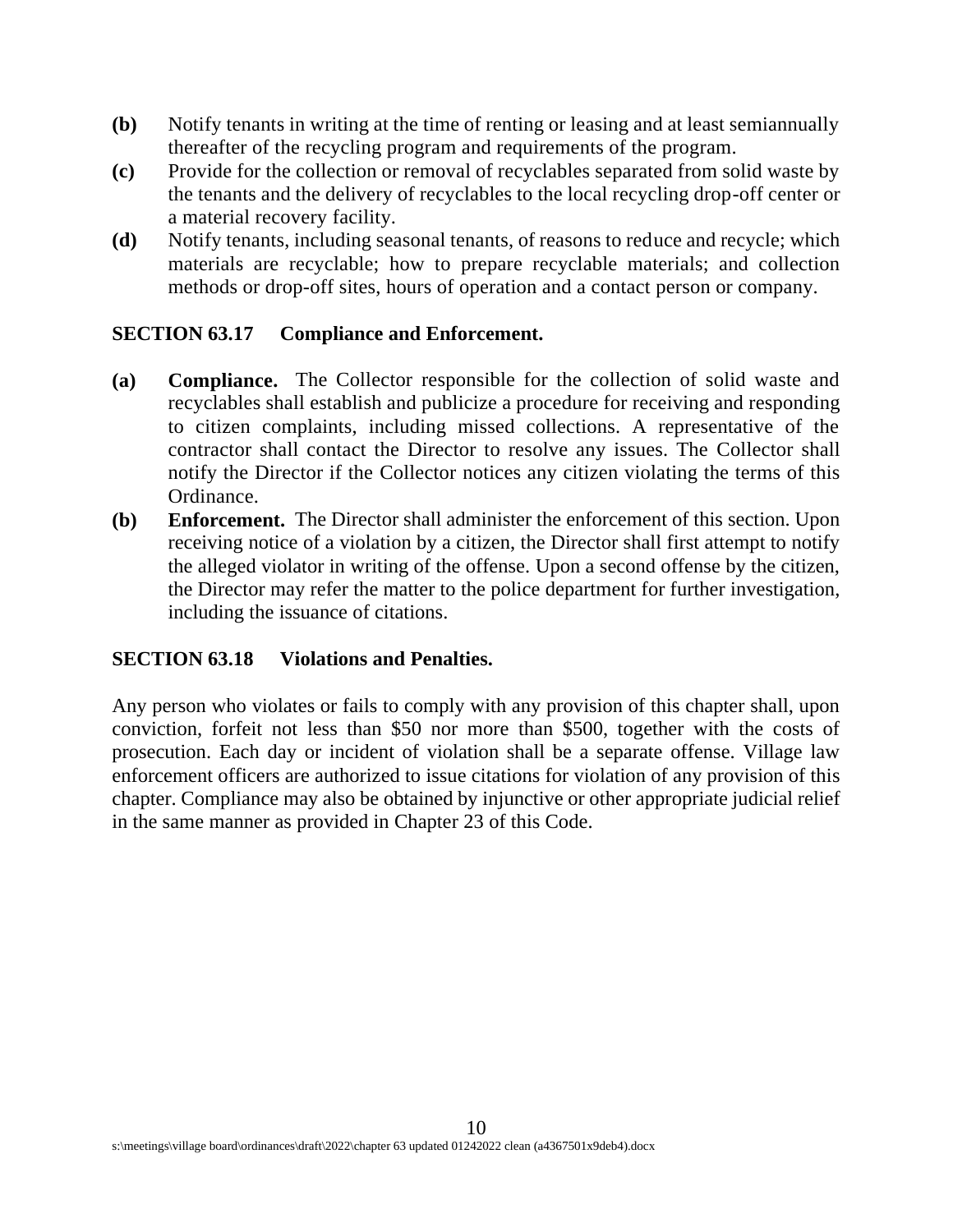**(b)** Notify tenants in writing at the time of renting or leasing and at least semiannually thereafter of the recycling program and requirements of the program.

**(c)** Provide for the collection or removal of recyclables separated from solid waste by the tenants and the delivery of recyclables to the local recycling drop-off center or a material recovery facility.

**(d)** Notify tenants, including seasonal tenants, of reasons to reduce and recycle; which materials are recyclable; how to prepare recyclable materials; and collection methods or drop-off sites, hours of operation and a contact person or company.

### SECTION 63.17 Compliance and Enforcement.

**(a) Compliance.** The Collector responsible for the collection of solid waste and recyclables shall establish and publicize a procedure for receiving and responding to citizen complaints, including missed collections. A representative of the contractor shall contact the Director to resolve any issues. The Collector shall notify the Director if the Collector notices any citizen violating the terms of this Ordinance.

**(b) Enforcement.** The Director shall administer the enforcement of this section. Upon receiving notice of a violation by a citizen, the Director shall first attempt to notify the alleged violator in writing of the offense. Upon a second offense by the citizen, the Director may refer the matter to the police department for further investigation, including the issuance of citations.

### SECTION 63.18 Violations and Penalties.

Any person who violates or fails to comply with any provision of this chapter shall, upon conviction, forfeit not less than $50 nor more than $500, together with the costs of prosecution. Each day or incident of violation shall be a separate offense. Village law enforcement officers are authorized to issue citations for violation of any provision of this chapter. Compliance may also be obtained by injunctive or other appropriate judicial relief in the same manner as provided in Chapter 23 of this Code.